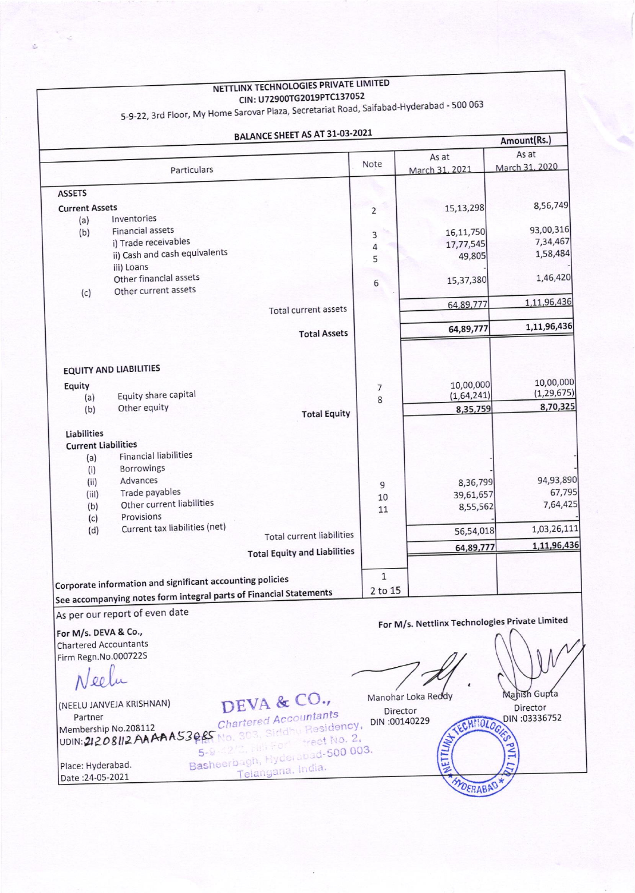**NETTLINX TECHNOLOGIES PRIVATE LIMITED**

**CIN: U72900TG2019PTC137052**

5-9-22, 3rd Floor, My Home Sarovar Plaza, Secretariat Road, Saifabad-Hyderabad - 500 063

**BALANCE SHEET AS AT 31-03-2021**

**Amount(Rs.)**

| Particulars | Note | As at March 31, 2021 | As at March 31, 2020 |
|---|---|---|---|
| **ASSETS** | | | |
| **Current Assets** | | | |
| (a) Inventories | 2 | 15,13,298 | 8,56,749 |
| (b) Financial assets | | | |
| i) Trade receivables | 3 | 16,11,750 | 93,00,316 |
| ii) Cash and cash equivalents | 4 | 17,77,545 | 7,34,467 |
| iii) Loans | 5 | 49,805 | 1,58,484 |
| Other financial assets | | - | - |
| (c) Other current assets | 6 | 15,37,380 | 1,46,420 |
| Total current assets | | 64,89,777 | 1,11,96,436 |
| **Total Assets** | | **64,89,777** | **1,11,96,436** |
| **EQUITY AND LIABILITIES** | | | |
| **Equity** | | | |
| (a) Equity share capital | 7 | 10,00,000 | 10,00,000 |
| (b) Other equity | 8 | (1,64,241) | (1,29,675) |
| **Total Equity** | | **8,35,759** | **8,70,325** |
| **Liabilities** | | | |
| **Current Liabilities** | | | |
| (a) Financial liabilities | | | |
| (i) Borrowings | | - | - |
| (ii) Advances | | - | - |
| (iii) Trade payables | 9 | 8,36,799 | 94,93,890 |
| (b) Other current liabilities | 10 | 39,61,657 | 67,795 |
| (c) Provisions | 11 | 8,55,562 | 7,64,425 |
| (d) Current tax liabilities (net) | | | |
| Total current liabilities | | 56,54,018 | 1,03,26,111 |
| **Total Equity and Liabilities** | | **64,89,777** | **1,11,96,436** |
| Corporate information and significant accounting policies | 1 | | |
| See accompanying notes form integral parts of Financial Statements | 2 to 15 | | |

As per our report of even date

**For M/s. DEVA & Co.,**
Chartered Accountants
Firm Regn.No.000722S

(NEELU JANVEJA KRISHNAN)
Partner
Membership No.208112
UDIN: 21208112AAAAAS3085

Place: Hyderabad.
Date :24-05-2021

**For M/s. Nettlinx Technologies Private Limited**

Manohar Loka Reddy
Director
DIN :00140229

Manish Gupta
Director
DIN :03336752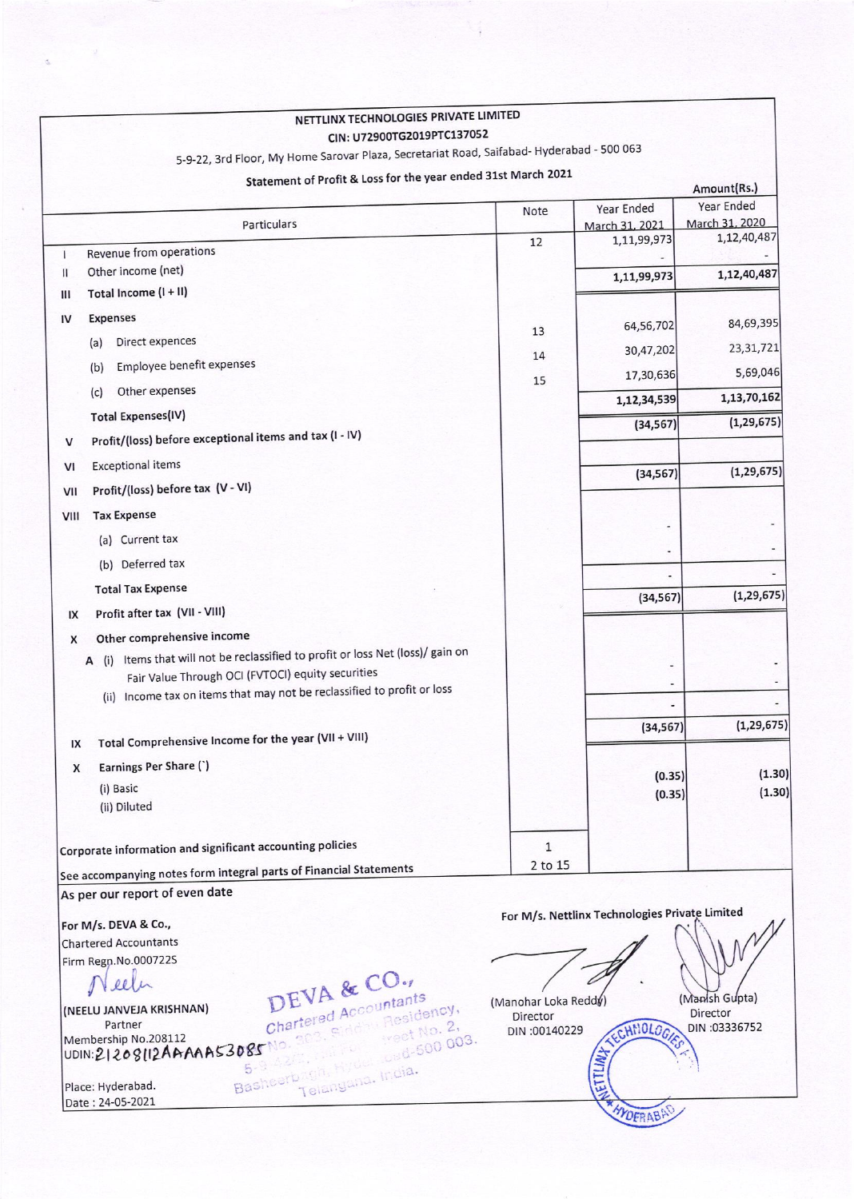**NETTLINX TECHNOLOGIES PRIVATE LIMITED**

**CIN: U72900TG2019PTC137052**

5-9-22, 3rd Floor, My Home Sarovar Plaza, Secretariat Road, Saifabad- Hyderabad - 500 063

**Statement of Profit & Loss for the year ended 31st March 2021**

Amount(Rs.)

| | Particulars | Note | Year Ended March 31, 2021 | Year Ended March 31, 2020 |
|---|---|---|---|---|
| I | Revenue from operations | 12 | 1,11,99,973 | 1,12,40,487 |
| II | Other income (net) | | - | - |
| III | **Total Income (I + II)** | | **1,11,99,973** | **1,12,40,487** |
| IV | **Expenses** | | | |
| | (a) Direct expences | 13 | 64,56,702 | 84,69,395 |
| | (b) Employee benefit expenses | 14 | 30,47,202 | 23,31,721 |
| | (c) Other expenses | 15 | 17,30,636 | 5,69,046 |
| | **Total Expenses(IV)** | | **1,12,34,539** | **1,13,70,162** |
| V | **Profit/(loss) before exceptional items and tax (I - IV)** | | **(34,567)** | **(1,29,675)** |
| VI | Exceptional items | | | |
| VII | **Profit/(loss) before tax (V - VI)** | | **(34,567)** | **(1,29,675)** |
| VIII | **Tax Expense** | | | |
| | (a) Current tax | | - | - |
| | (b) Deferred tax | | - | - |
| | **Total Tax Expense** | | - | - |
| IX | **Profit after tax (VII - VIII)** | | **(34,567)** | **(1,29,675)** |
| X | **Other comprehensive income** | | | |
| | A (i) Items that will not be reclassified to profit or loss Net (loss)/ gain on Fair Value Through OCI (FVTOCI) equity securities | | - | - |
| | (ii) Income tax on items that may not be reclassified to profit or loss | | - | - |
| | | | - | - |
| IX | **Total Comprehensive Income for the year (VII + VIII)** | | **(34,567)** | **(1,29,675)** |
| X | **Earnings Per Share (`)** | | | |
| | (i) Basic | | **(0.35)** | **(1.30)** |
| | (ii) Diluted | | **(0.35)** | **(1.30)** |
| | Corporate information and significant accounting policies | 1 | | |
| | See accompanying notes form integral parts of Financial Statements | 2 to 15 | | |

**As per our report of even date**

**For M/s. DEVA & Co.,**
Chartered Accountants
Firm Regn.No.000722S

**(NEELU JANVEJA KRISHNAN)**
Partner
Membership No.208112
UDIN:21208112AAAAAS3085

Place: Hyderabad.
Date : 24-05-2021

**For M/s. Nettlinx Technologies Private Limited**

(Manohar Loka Reddy)
Director
DIN :00140229

(Manish Gupta)
Director
DIN :03336752